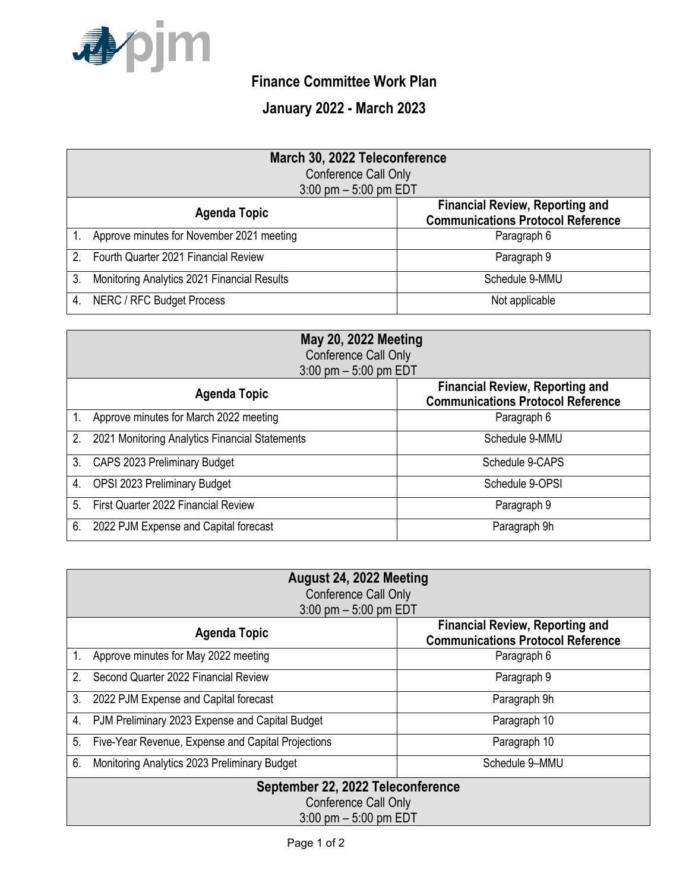# Finance Committee Work Plan

## January 2022 - March 2023

| March 30, 2022 Teleconference<br>Conference Call Only<br>3:00 pm – 5:00 pm EDT | |
|---|---|
| **Agenda Topic** | **Financial Review, Reporting and Communications Protocol Reference** |
| 1. Approve minutes for November 2021 meeting | Paragraph 6 |
| 2. Fourth Quarter 2021 Financial Review | Paragraph 9 |
| 3. Monitoring Analytics 2021 Financial Results | Schedule 9-MMU |
| 4. NERC / RFC Budget Process | Not applicable |

| May 20, 2022 Meeting<br>Conference Call Only<br>3:00 pm – 5:00 pm EDT | |
|---|---|
| **Agenda Topic** | **Financial Review, Reporting and Communications Protocol Reference** |
| 1. Approve minutes for March 2022 meeting | Paragraph 6 |
| 2. 2021 Monitoring Analytics Financial Statements | Schedule 9-MMU |
| 3. CAPS 2023 Preliminary Budget | Schedule 9-CAPS |
| 4. OPSI 2023 Preliminary Budget | Schedule 9-OPSI |
| 5. First Quarter 2022 Financial Review | Paragraph 9 |
| 6. 2022 PJM Expense and Capital forecast | Paragraph 9h |

| August 24, 2022 Meeting<br>Conference Call Only<br>3:00 pm – 5:00 pm EDT | |
|---|---|
| **Agenda Topic** | **Financial Review, Reporting and Communications Protocol Reference** |
| 1. Approve minutes for May 2022 meeting | Paragraph 6 |
| 2. Second Quarter 2022 Financial Review | Paragraph 9 |
| 3. 2022 PJM Expense and Capital forecast | Paragraph 9h |
| 4. PJM Preliminary 2023 Expense and Capital Budget | Paragraph 10 |
| 5. Five-Year Revenue, Expense and Capital Projections | Paragraph 10 |
| 6. Monitoring Analytics 2023 Preliminary Budget | Schedule 9–MMU |
| **September 22, 2022 Teleconference**<br>Conference Call Only<br>3:00 pm – 5:00 pm EDT | |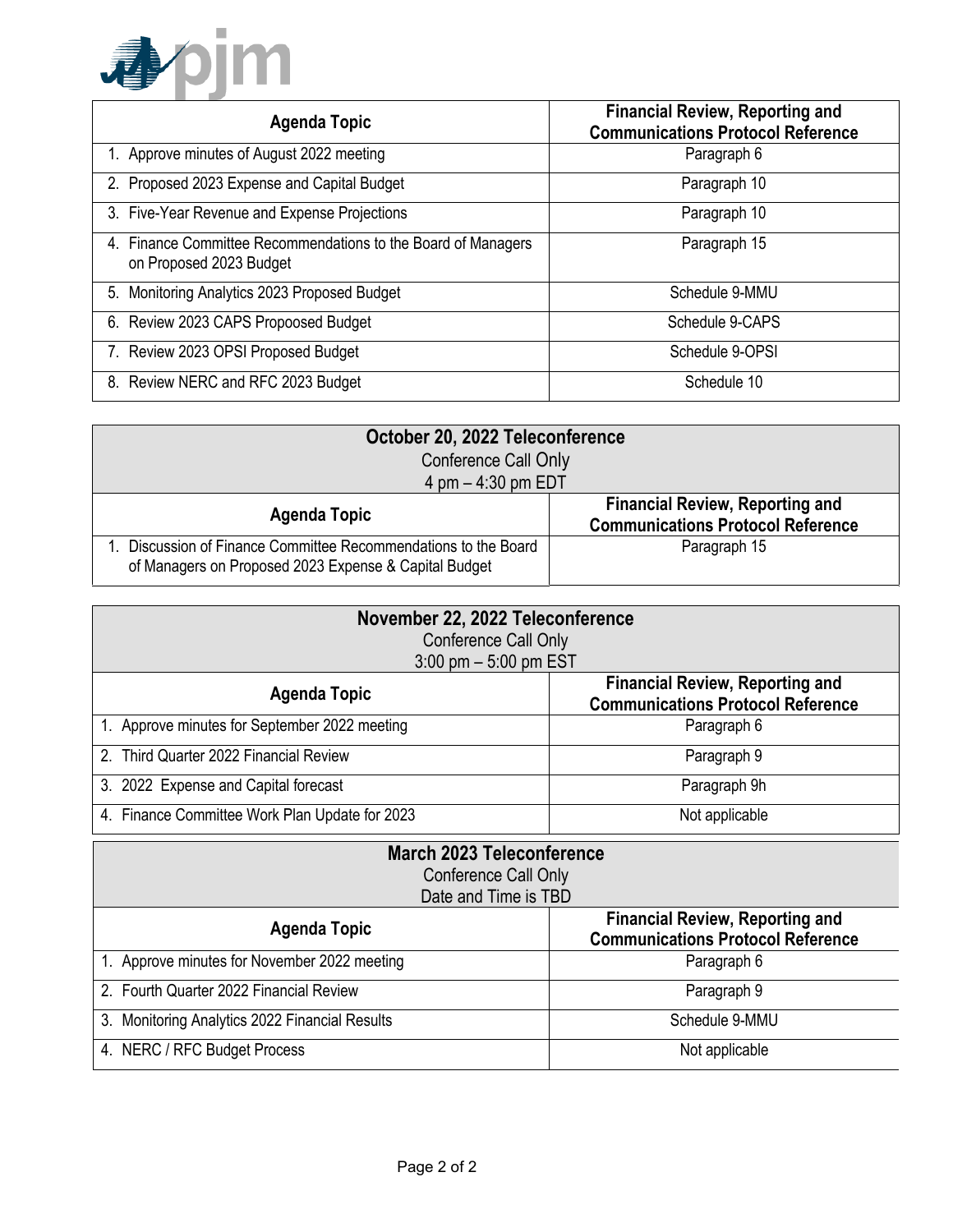| Agenda Topic | Financial Review, Reporting and Communications Protocol Reference |
|---|---|
| 1. Approve minutes of August 2022 meeting | Paragraph 6 |
| 2. Proposed 2023 Expense and Capital Budget | Paragraph 10 |
| 3. Five-Year Revenue and Expense Projections | Paragraph 10 |
| 4. Finance Committee Recommendations to the Board of Managers on Proposed 2023 Budget | Paragraph 15 |
| 5. Monitoring Analytics 2023 Proposed Budget | Schedule 9-MMU |
| 6. Review 2023 CAPS Propoosed Budget | Schedule 9-CAPS |
| 7. Review 2023 OPSI Proposed Budget | Schedule 9-OPSI |
| 8. Review NERC and RFC 2023 Budget | Schedule 10 |

**October 20, 2022 Teleconference**
Conference Call Only
4 pm – 4:30 pm EDT

| Agenda Topic | Financial Review, Reporting and Communications Protocol Reference |
|---|---|
| 1. Discussion of Finance Committee Recommendations to the Board of Managers on Proposed 2023 Expense & Capital Budget | Paragraph 15 |

**November 22, 2022 Teleconference**
Conference Call Only
3:00 pm – 5:00 pm EST

| Agenda Topic | Financial Review, Reporting and Communications Protocol Reference |
|---|---|
| 1. Approve minutes for September 2022 meeting | Paragraph 6 |
| 2. Third Quarter 2022 Financial Review | Paragraph 9 |
| 3. 2022 Expense and Capital forecast | Paragraph 9h |
| 4. Finance Committee Work Plan Update for 2023 | Not applicable |

**March 2023 Teleconference**
Conference Call Only
Date and Time is TBD

| Agenda Topic | Financial Review, Reporting and Communications Protocol Reference |
|---|---|
| 1. Approve minutes for November 2022 meeting | Paragraph 6 |
| 2. Fourth Quarter 2022 Financial Review | Paragraph 9 |
| 3. Monitoring Analytics 2022 Financial Results | Schedule 9-MMU |
| 4. NERC / RFC Budget Process | Not applicable |